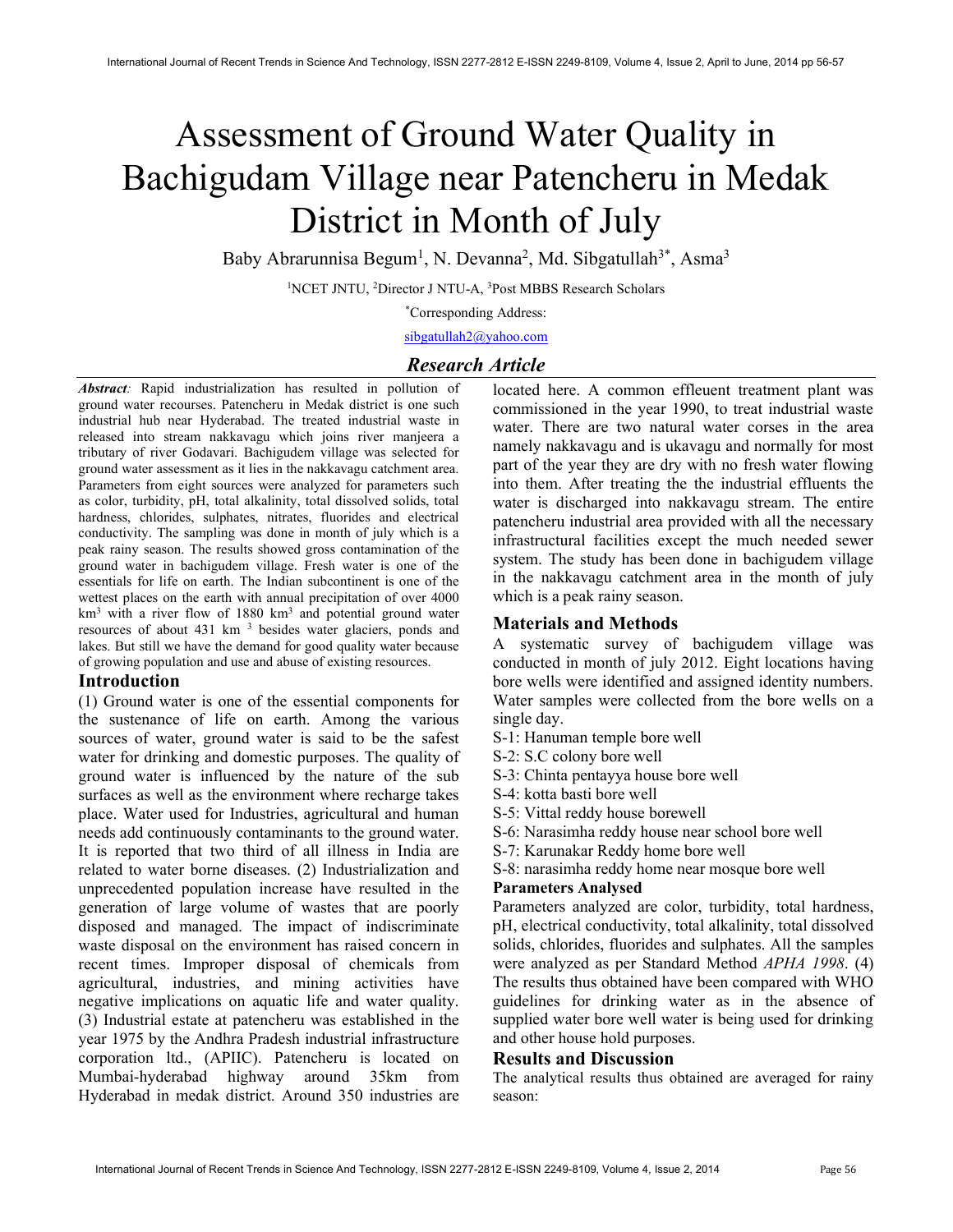# Assessment of Ground Water Quality in Bachigudam Village near Patencheru in Medak District in Month of July

Baby Abrarunnisa Begum[1], N. Devanna[2], Md. Sibgatullah[3*], Asma[3]

[1]NCET JNTU, [2]Director J NTU-A, [3]Post MBBS Research Scholars

[*]Corresponding Address:

sibgatullah2@yahoo.com

## *Research Article*

***Abstract:*** Rapid industrialization has resulted in pollution of ground water recourses. Patencheru in Medak district is one such industrial hub near Hyderabad. The treated industrial waste in released into stream nakkavagu which joins river manjeera a tributary of river Godavari. Bachigudem village was selected for ground water assessment as it lies in the nakkavagu catchment area. Parameters from eight sources were analyzed for parameters such as color, turbidity, pH, total alkalinity, total dissolved solids, total hardness, chlorides, sulphates, nitrates, fluorides and electrical conductivity. The sampling was done in month of july which is a peak rainy season. The results showed gross contamination of the ground water in bachigudem village. Fresh water is one of the essentials for life on earth. The Indian subcontinent is one of the wettest places on the earth with annual precipitation of over 4000 $km^3$ with a river flow of 1880 $km^3$ and potential ground water resources of about 431 $km^3$ besides water glaciers, ponds and lakes. But still we have the demand for good quality water because of growing population and use and abuse of existing resources.

## Introduction

(1) Ground water is one of the essential components for the sustenance of life on earth. Among the various sources of water, ground water is said to be the safest water for drinking and domestic purposes. The quality of ground water is influenced by the nature of the sub surfaces as well as the environment where recharge takes place. Water used for Industries, agricultural and human needs add continuously contaminants to the ground water. It is reported that two third of all illness in India are related to water borne diseases. (2) Industrialization and unprecedented population increase have resulted in the generation of large volume of wastes that are poorly disposed and managed. The impact of indiscriminate waste disposal on the environment has raised concern in recent times. Improper disposal of chemicals from agricultural, industries, and mining activities have negative implications on aquatic life and water quality. (3) Industrial estate at patencheru was established in the year 1975 by the Andhra Pradesh industrial infrastructure corporation ltd., (APIIC). Patencheru is located on Mumbai-hyderabad highway around 35km from Hyderabad in medak district. Around 350 industries are located here. A common effleuent treatment plant was commissioned in the year 1990, to treat industrial waste water. There are two natural water corses in the area namely nakkavagu and is ukavagu and normally for most part of the year they are dry with no fresh water flowing into them. After treating the the industrial effluents the water is discharged into nakkavagu stream. The entire patencheru industrial area provided with all the necessary infrastructural facilities except the much needed sewer system. The study has been done in bachigudem village in the nakkavagu catchment area in the month of july which is a peak rainy season.

## Materials and Methods

A systematic survey of bachigudem village was conducted in month of july 2012. Eight locations having bore wells were identified and assigned identity numbers. Water samples were collected from the bore wells on a single day.

- S-1: Hanuman temple bore well
- S-2: S.C colony bore well
- S-3: Chinta pentayya house bore well
- S-4: kotta basti bore well
- S-5: Vittal reddy house borewell
- S-6: Narasimha reddy house near school bore well
- S-7: Karunakar Reddy home bore well
- S-8: narasimha reddy home near mosque bore well

### Parameters Analysed

Parameters analyzed are color, turbidity, total hardness, pH, electrical conductivity, total alkalinity, total dissolved solids, chlorides, fluorides and sulphates. All the samples were analyzed as per Standard Method *APHA 1998*. (4) The results thus obtained have been compared with WHO guidelines for drinking water as in the absence of supplied water bore well water is being used for drinking and other house hold purposes.

## Results and Discussion

The analytical results thus obtained are averaged for rainy season: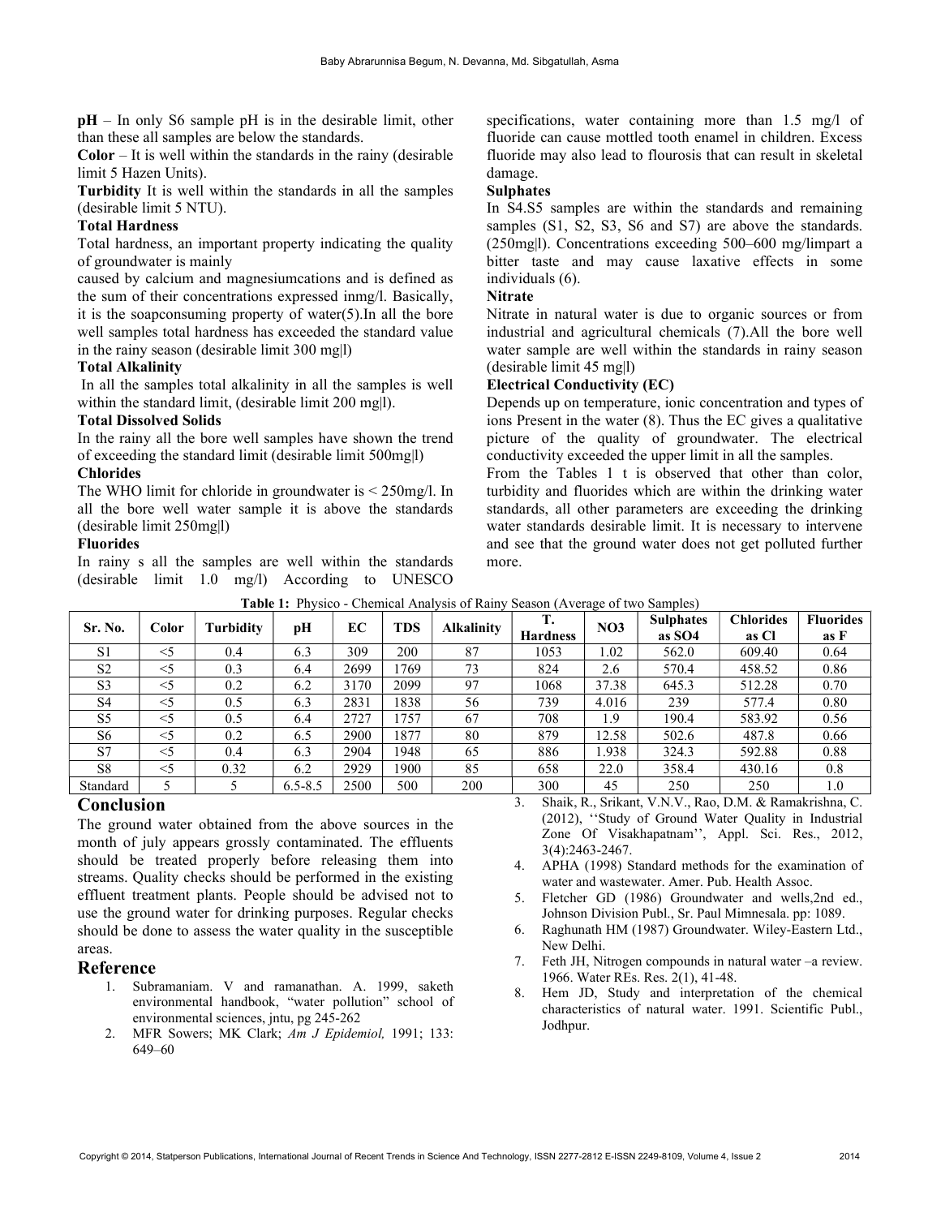**pH** – In only S6 sample pH is in the desirable limit, other than these all samples are below the standards.

**Color** – It is well within the standards in the rainy (desirable limit 5 Hazen Units).

**Turbidity** It is well within the standards in all the samples (desirable limit 5 NTU).

**Total Hardness**

Total hardness, an important property indicating the quality of groundwater is mainly

caused by calcium and magnesiumcations and is defined as the sum of their concentrations expressed inmg/l. Basically, it is the soapconsuming property of water(5).In all the bore well samples total hardness has exceeded the standard value in the rainy season (desirable limit 300 mg|l)

**Total Alkalinity**

In all the samples total alkalinity in all the samples is well within the standard limit, (desirable limit 200 mg|l).

**Total Dissolved Solids**

In the rainy all the bore well samples have shown the trend of exceeding the standard limit (desirable limit 500mg|l)

**Chlorides**

The WHO limit for chloride in groundwater is < 250mg/l. In all the bore well water sample it is above the standards (desirable limit 250mg|l)

**Fluorides**

In rainy s all the samples are well within the standards (desirable limit 1.0 mg/l) According to UNESCO specifications, water containing more than 1.5 mg/l of fluoride can cause mottled tooth enamel in children. Excess fluoride may also lead to flourosis that can result in skeletal damage.

**Sulphates**

In S4.S5 samples are within the standards and remaining samples (S1, S2, S3, S6 and S7) are above the standards. (250mg|l). Concentrations exceeding 500–600 mg/limpart a bitter taste and may cause laxative effects in some individuals (6).

**Nitrate**

Nitrate in natural water is due to organic sources or from industrial and agricultural chemicals (7).All the bore well water sample are well within the standards in rainy season (desirable limit 45 mg|l)

**Electrical Conductivity (EC)**

Depends up on temperature, ionic concentration and types of ions Present in the water (8). Thus the EC gives a qualitative picture of the quality of groundwater. The electrical conductivity exceeded the upper limit in all the samples.

From the Tables 1 t is observed that other than color, turbidity and fluorides which are within the drinking water standards, all other parameters are exceeding the drinking water standards desirable limit. It is necessary to intervene and see that the ground water does not get polluted further more.

**Table 1:** Physico - Chemical Analysis of Rainy Season (Average of two Samples)

| Sr. No. | Color | Turbidity | pH | EC | TDS | Alkalinity | T. Hardness | NO3 | Sulphates as SO4 | Chlorides as Cl | Fluorides as F |
|---|---|---|---|---|---|---|---|---|---|---|---|
| S1 | <5 | 0.4 | 6.3 | 309 | 200 | 87 | 1053 | 1.02 | 562.0 | 609.40 | 0.64 |
| S2 | <5 | 0.3 | 6.4 | 2699 | 1769 | 73 | 824 | 2.6 | 570.4 | 458.52 | 0.86 |
| S3 | <5 | 0.2 | 6.2 | 3170 | 2099 | 97 | 1068 | 37.38 | 645.3 | 512.28 | 0.70 |
| S4 | <5 | 0.5 | 6.3 | 2831 | 1838 | 56 | 739 | 4.016 | 239 | 577.4 | 0.80 |
| S5 | <5 | 0.5 | 6.4 | 2727 | 1757 | 67 | 708 | 1.9 | 190.4 | 583.92 | 0.56 |
| S6 | <5 | 0.2 | 6.5 | 2900 | 1877 | 80 | 879 | 12.58 | 502.6 | 487.8 | 0.66 |
| S7 | <5 | 0.4 | 6.3 | 2904 | 1948 | 65 | 886 | 1.938 | 324.3 | 592.88 | 0.88 |
| S8 | <5 | 0.32 | 6.2 | 2929 | 1900 | 85 | 658 | 22.0 | 358.4 | 430.16 | 0.8 |
| Standard | 5 | 5 | 6.5-8.5 | 2500 | 500 | 200 | 300 | 45 | 250 | 250 | 1.0 |

## Conclusion

The ground water obtained from the above sources in the month of july appears grossly contaminated. The effluents should be treated properly before releasing them into streams. Quality checks should be performed in the existing effluent treatment plants. People should be advised not to use the ground water for drinking purposes. Regular checks should be done to assess the water quality in the susceptible areas.

## Reference

1. Subramaniam. V and ramanathan. A. 1999, saketh environmental handbook, "water pollution" school of environmental sciences, jntu, pg 245-262
2. MFR Sowers; MK Clark; *Am J Epidemiol,* 1991; 133: 649–60
3. Shaik, R., Srikant, V.N.V., Rao, D.M. & Ramakrishna, C. (2012), ''Study of Ground Water Quality in Industrial Zone Of Visakhapatnam'', Appl. Sci. Res., 2012, 3(4):2463-2467.
4. APHA (1998) Standard methods for the examination of water and wastewater. Amer. Pub. Health Assoc.
5. Fletcher GD (1986) Groundwater and wells,2nd ed., Johnson Division Publ., Sr. Paul Mimnesala. pp: 1089.
6. Raghunath HM (1987) Groundwater. Wiley-Eastern Ltd., New Delhi.
7. Feth JH, Nitrogen compounds in natural water –a review. 1966. Water REs. Res. 2(1), 41-48.
8. Hem JD, Study and interpretation of the chemical characteristics of natural water. 1991. Scientific Publ., Jodhpur.